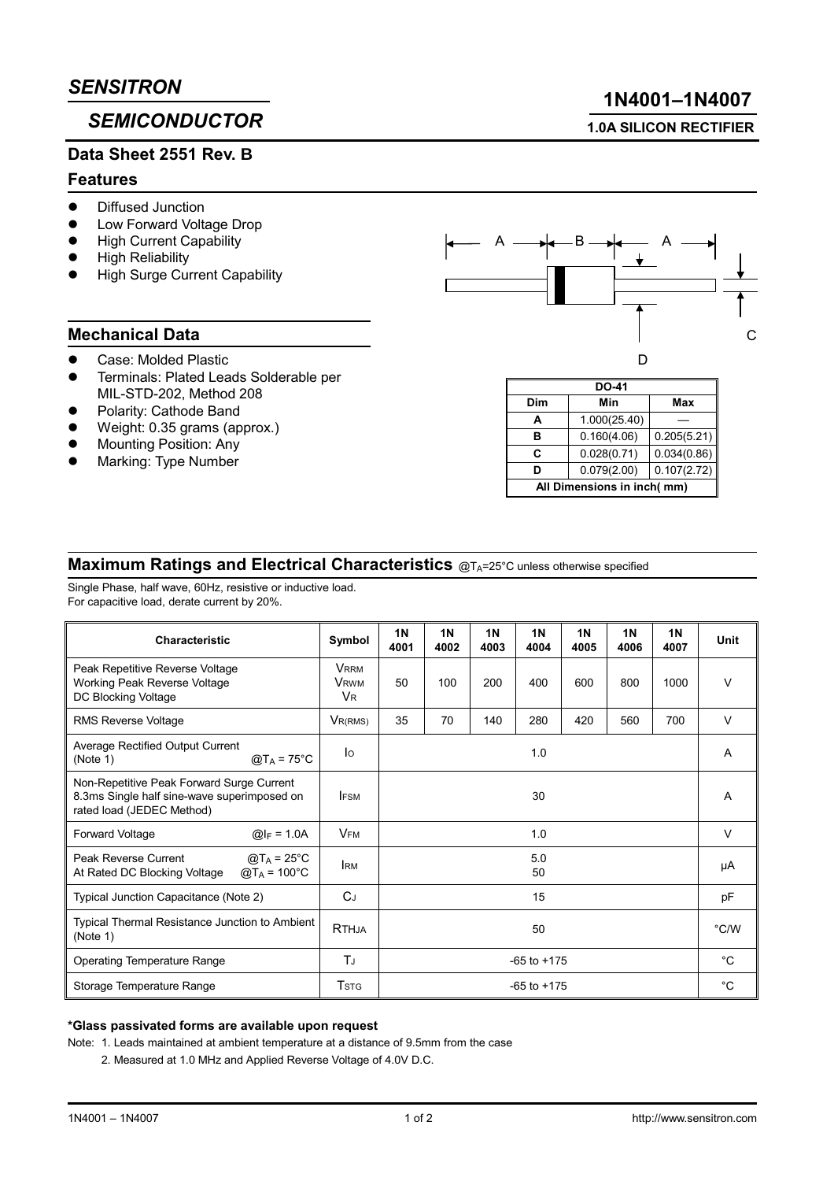# SENSITRON

# SEMICONDUCTOR

# 1N4001–1N4007

**1.0A SILICON RECTIFIER**

**Data Sheet 2551 Rev. B**

## Features

- Diffused Junction
- Low Forward Voltage Drop
- High Current Capability
- High Reliability
- High Surge Current Capability

## Mechanical Data

- Case: Molded Plastic
- Terminals: Plated Leads Solderable per MIL-STD-202, Method 208
- Polarity: Cathode Band
- Weight: 0.35 grams (approx.)
- Mounting Position: Any
- Marking: Type Number

| DO-41 | | |
|---|---|---|
| **Dim** | **Min** | **Max** |
| **A** | 1.000(25.40) | — |
| **B** | 0.160(4.06) | 0.205(5.21) |
| **C** | 0.028(0.71) | 0.034(0.86) |
| **D** | 0.079(2.00) | 0.107(2.72) |
| **All Dimensions in inch( mm)** | | |

## Maximum Ratings and Electrical Characteristics @$T_A$=25°C unless otherwise specified

Single Phase, half wave, 60Hz, resistive or inductive load.
For capacitive load, derate current by 20%.

| Characteristic | Symbol | 1N 4001 | 1N 4002 | 1N 4003 | 1N 4004 | 1N 4005 | 1N 4006 | 1N 4007 | Unit |
|---|---|---|---|---|---|---|---|---|---|
| Peak Repetitive Reverse Voltage<br>Working Peak Reverse Voltage<br>DC Blocking Voltage | $V_{RRM}$<br>$V_{RWM}$<br>$V_R$ | 50 | 100 | 200 | 400 | 600 | 800 | 1000 | V |
| RMS Reverse Voltage | $V_{R(RMS)}$ | 35 | 70 | 140 | 280 | 420 | 560 | 700 | V |
| Average Rectified Output Current (Note 1) @$T_A$ = 75°C | $I_O$ | 1.0 | | | | | | | A |
| Non-Repetitive Peak Forward Surge Current 8.3ms Single half sine-wave superimposed on rated load (JEDEC Method) | $I_{FSM}$ | 30 | | | | | | | A |
| Forward Voltage @$I_F$ = 1.0A | $V_{FM}$ | 1.0 | | | | | | | V |
| Peak Reverse Current @$T_A$ = 25°C<br>At Rated DC Blocking Voltage @$T_A$ = 100°C | $I_{RM}$ | 5.0<br>50 | | | | | | | µA |
| Typical Junction Capacitance (Note 2) | $C_J$ | 15 | | | | | | | pF |
| Typical Thermal Resistance Junction to Ambient (Note 1) | $R_{THJA}$ | 50 | | | | | | | °C/W |
| Operating Temperature Range | $T_J$ | -65 to +175 | | | | | | | °C |
| Storage Temperature Range | $T_{STG}$ | -65 to +175 | | | | | | | °C |

**\*Glass passivated forms are available upon request**

Note: 1. Leads maintained at ambient temperature at a distance of 9.5mm from the case

2. Measured at 1.0 MHz and Applied Reverse Voltage of 4.0V D.C.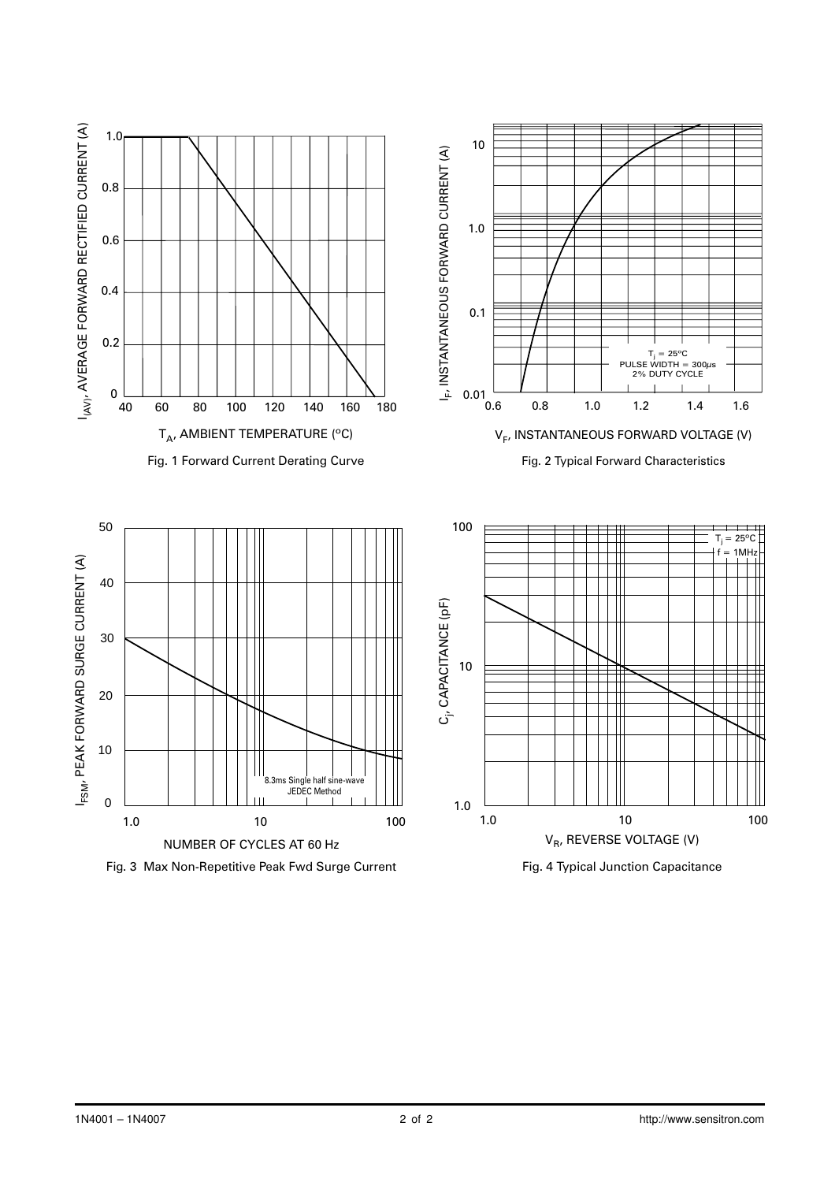$I_{(AV)}$, AVERAGE FORWARD RECTIFIED CURRENT (A)

1.0
0.8
0.6
0.4
0.2
0

40 60 80 100 120 140 160 180

$T_A$, AMBIENT TEMPERATURE (ºC)

Fig. 1 Forward Current Derating Curve

$I_F$, INSTANTANEOUS FORWARD CURRENT (A)

10
1.0
0.1
0.01

0.6 0.8 1.0 1.2 1.4 1.6

$T_j$ = 25ºC
PULSE WIDTH = 300μs
2% DUTY CYCLE

$V_F$, INSTANTANEOUS FORWARD VOLTAGE (V)

Fig. 2 Typical Forward Characteristics

$I_{FSM}$, PEAK FORWARD SURGE CURRENT (A)

50
40
30
20
10
0

1.0 10 100

8.3ms Single half sine-wave
JEDEC Method

NUMBER OF CYCLES AT 60 Hz

Fig. 3 Max Non-Repetitive Peak Fwd Surge Current

$C_j$, CAPACITANCE (pF)

100
10
1.0

1.0 10 100

$T_j$ = 25ºC
f = 1MHz

$V_R$, REVERSE VOLTAGE (V)

Fig. 4 Typical Junction Capacitance